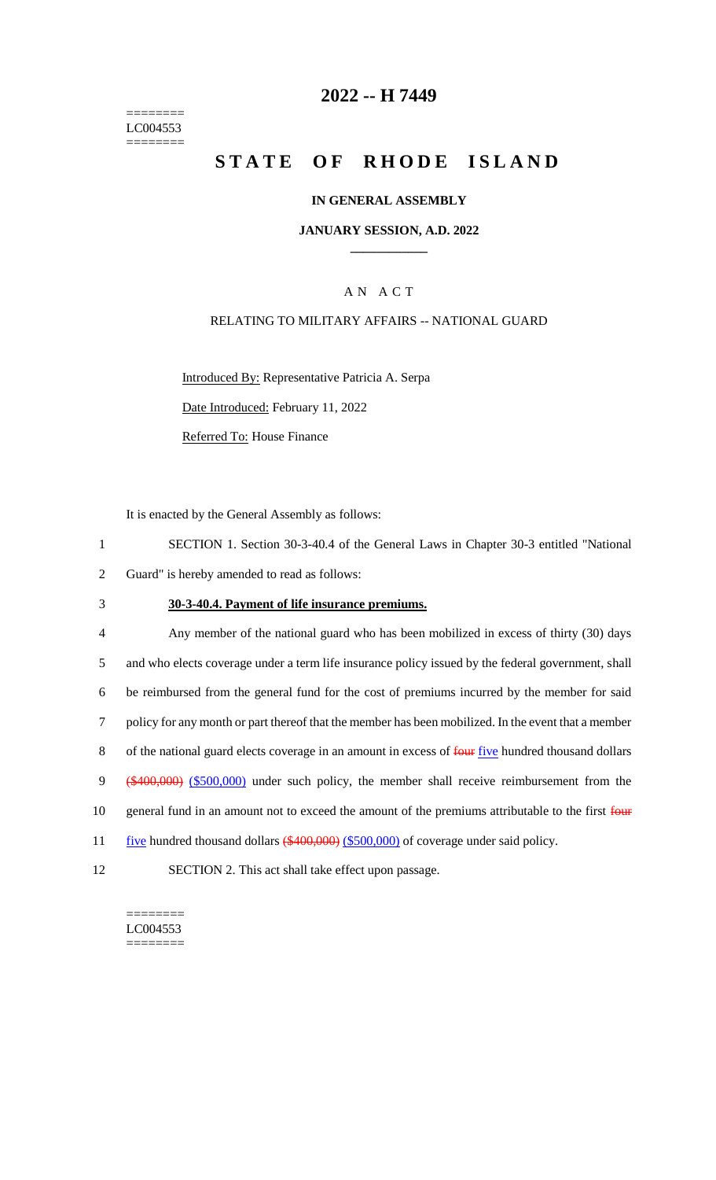========
LC004553
========

# 2022 -- H 7449

# STATE OF RHODE ISLAND

### IN GENERAL ASSEMBLY

### JANUARY SESSION, A.D. 2022

## A N A C T

RELATING TO MILITARY AFFAIRS -- NATIONAL GUARD

Introduced By: Representative Patricia A. Serpa

Date Introduced: February 11, 2022

Referred To: House Finance

It is enacted by the General Assembly as follows:

1 SECTION 1. Section 30-3-40.4 of the General Laws in Chapter 30-3 entitled "National
2 Guard" is hereby amended to read as follows:

3 **30-3-40.4. Payment of life insurance premiums.**

4 Any member of the national guard who has been mobilized in excess of thirty (30) days
5 and who elects coverage under a term life insurance policy issued by the federal government, shall
6 be reimbursed from the general fund for the cost of premiums incurred by the member for said
7 policy for any month or part thereof that the member has been mobilized. In the event that a member
8 of the national guard elects coverage in an amount in excess of ~~four~~ five hundred thousand dollars
9 ~~($400,000)~~ ($500,000) under such policy, the member shall receive reimbursement from the
10 general fund in an amount not to exceed the amount of the premiums attributable to the first ~~four~~
11 five hundred thousand dollars ~~($400,000)~~ ($500,000) of coverage under said policy.

12 SECTION 2. This act shall take effect upon passage.

========
LC004553
========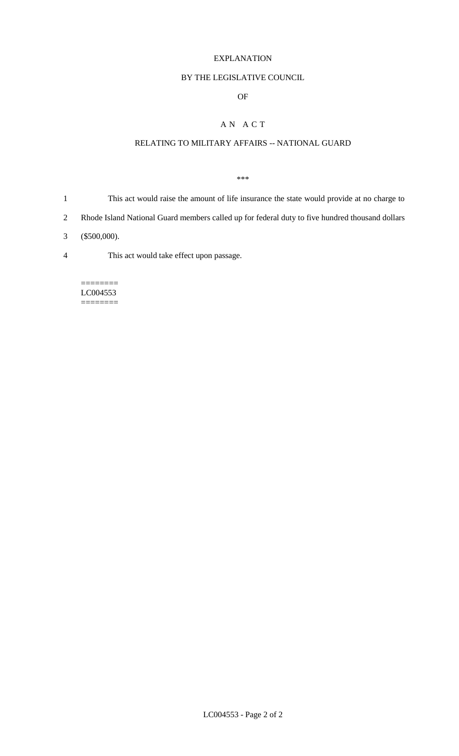EXPLANATION

BY THE LEGISLATIVE COUNCIL

OF

A N A C T

RELATING TO MILITARY AFFAIRS -- NATIONAL GUARD

\*\*\*

This act would raise the amount of life insurance the state would provide at no charge to Rhode Island National Guard members called up for federal duty to five hundred thousand dollars ($500,000).

This act would take effect upon passage.

========
LC004553
========